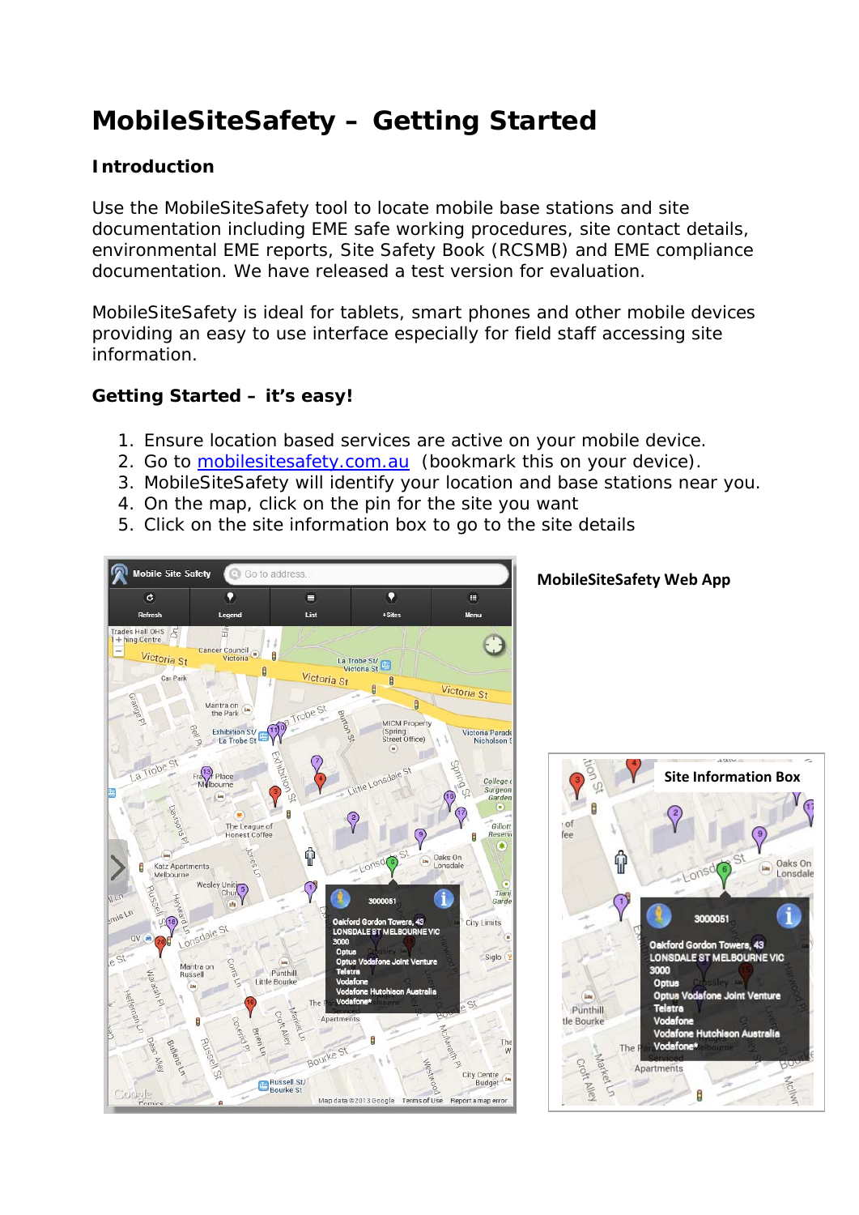# MobileSiteSafety – Getting Started

### Introduction

Use the MobileSiteSafety tool to locate mobile base stations and site documentation including EME safe working procedures, site contact details, environmental EME reports, Site Safety Book (RCSMB) and EME compliance documentation. We have released a test version for evaluation.

MobileSiteSafety is ideal for tablets, smart phones and other mobile devices providing an easy to use interface especially for field staff accessing site information.

### Getting Started – it's easy!

1. Ensure location based services are active on your mobile device.
2. Go to mobilesitesafety.com.au (bookmark this on your device).
3. MobileSiteSafety will identify your location and base stations near you.
4. On the map, click on the pin for the site you want
5. Click on the site information box to go to the site details

**MobileSiteSafety Web App**

**Site Information Box**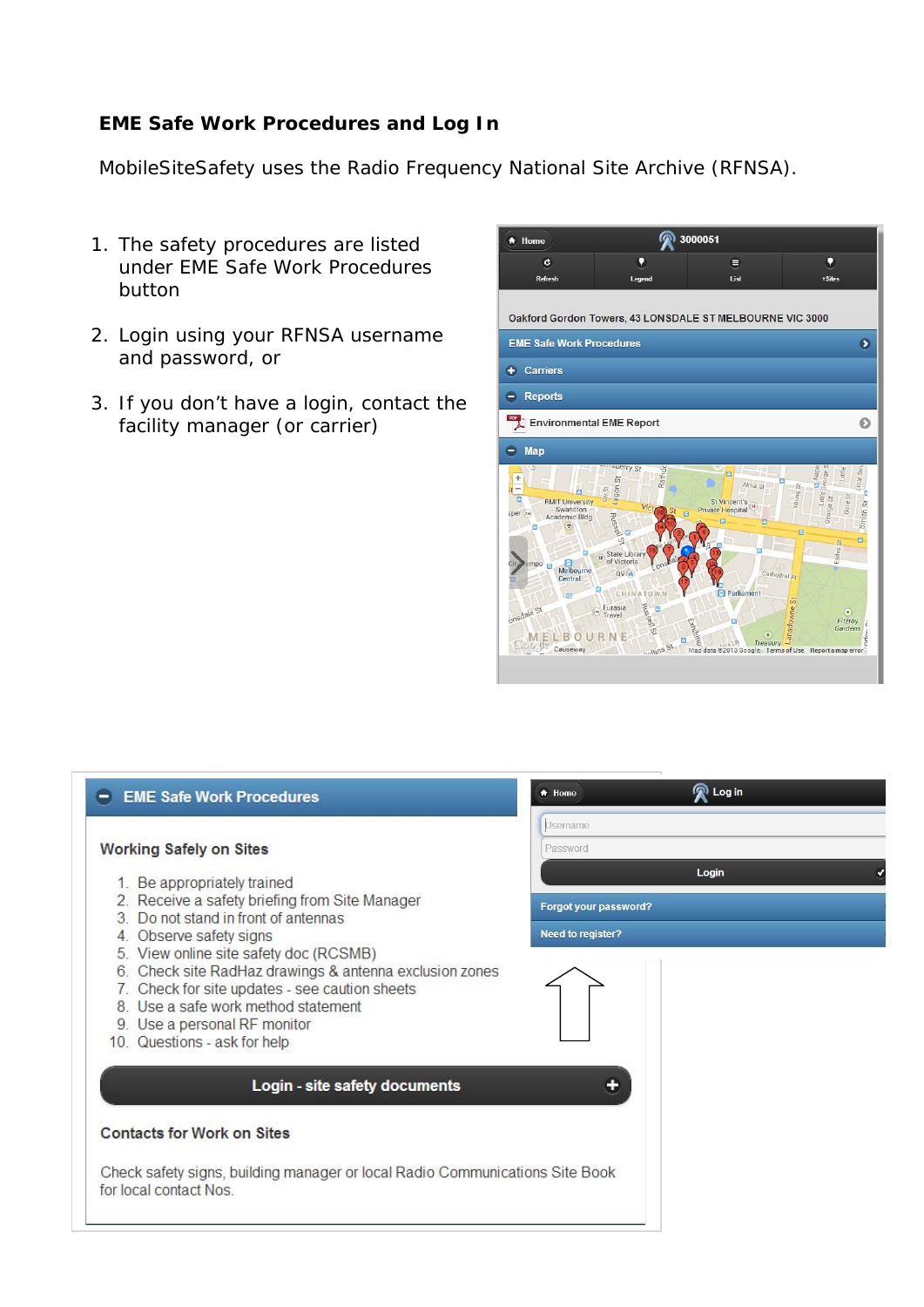**EME Safe Work Procedures and Log In**

MobileSiteSafety uses the Radio Frequency National Site Archive (RFNSA).

1. The safety procedures are listed under EME Safe Work Procedures button
2. Login using your RFNSA username and password, or
3. If you don't have a login, contact the facility manager (or carrier)

Home | 3000051

Refresh | Legend | List | +Sites

Oakford Gordon Towers, 43 LONSDALE ST MELBOURNE VIC 3000

EME Safe Work Procedures

Carriers

Reports

Environmental EME Report

Map

EME Safe Work Procedures

Working Safely on Sites

1. Be appropriately trained
2. Receive a safety briefing from Site Manager
3. Do not stand in front of antennas
4. Observe safety signs
5. View online site safety doc (RCSMB)
6. Check site RadHaz drawings & antenna exclusion zones
7. Check for site updates - see caution sheets
8. Use a safe work method statement
9. Use a personal RF monitor
10. Questions - ask for help

Login - site safety documents

Contacts for Work on Sites

Check safety signs, building manager or local Radio Communications Site Book for local contact Nos.

Home | Log in

Username

Password

Login

Forgot your password?

Need to register?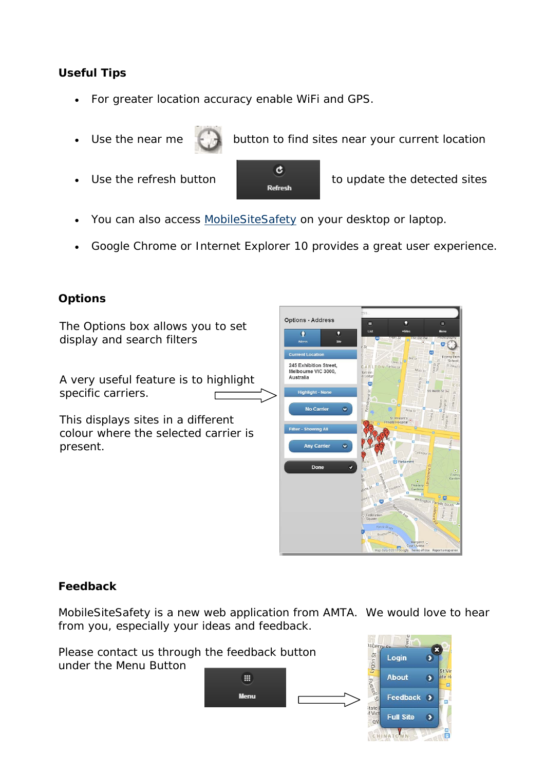## Useful Tips

- For greater location accuracy enable WiFi and GPS.
- Use the near me button to find sites near your current location
- Use the refresh button to update the detected sites
- You can also access MobileSiteSafety on your desktop or laptop.
- Google Chrome or Internet Explorer 10 provides a great user experience.

## Options

The Options box allows you to set display and search filters

A very useful feature is to highlight specific carriers.

This displays sites in a different colour where the selected carrier is present.

## Feedback

MobileSiteSafety is a new web application from AMTA. We would love to hear from you, especially your ideas and feedback.

Please contact us through the feedback button under the Menu Button